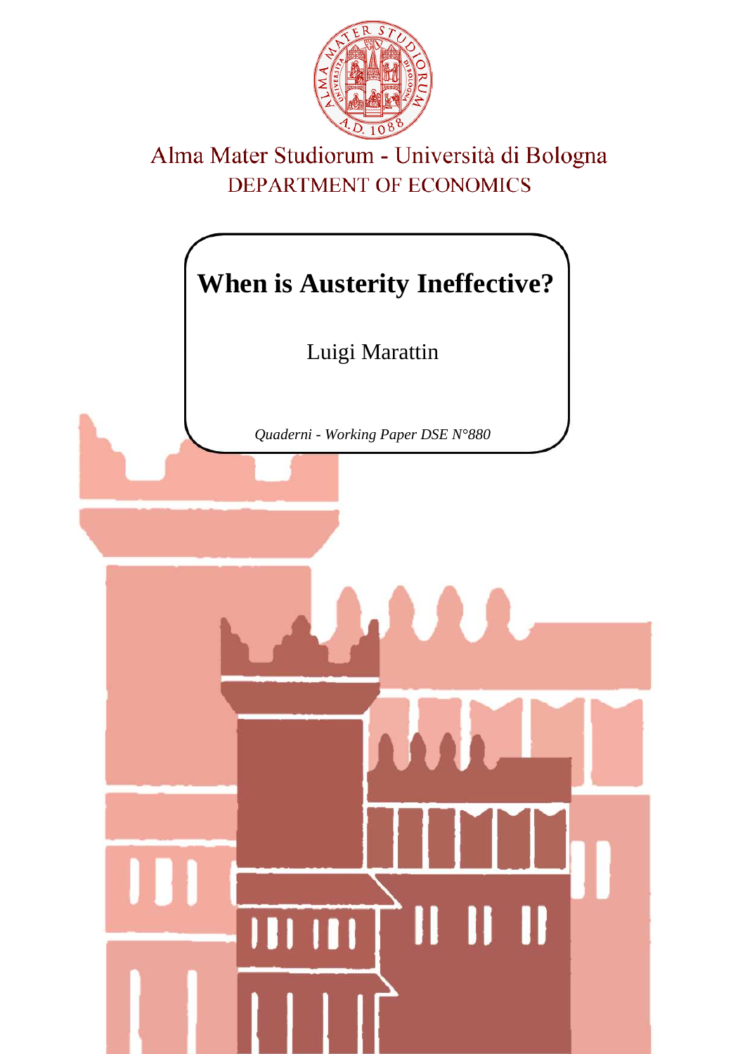Alma Mater Studiorum - Università di Bologna

DEPARTMENT OF ECONOMICS

# When is Austerity Ineffective?

Luigi Marattin

*Quaderni - Working Paper DSE N°880*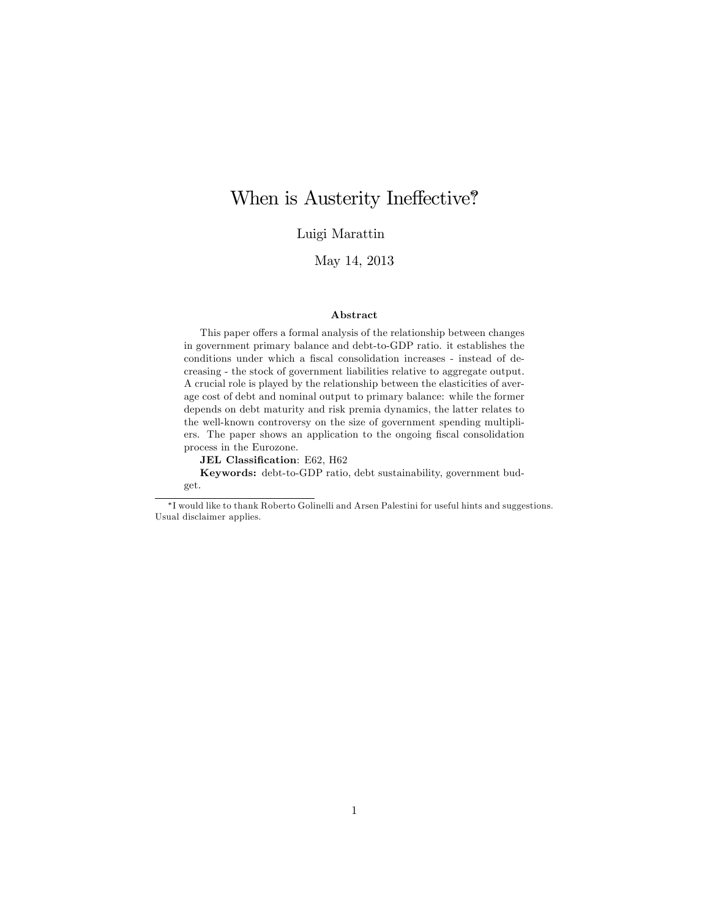# When is Austerity Ineffective?*

Luigi Marattin

May 14, 2013

### Abstract

This paper offers a formal analysis of the relationship between changes in government primary balance and debt-to-GDP ratio. it establishes the conditions under which a fiscal consolidation increases - instead of decreasing - the stock of government liabilities relative to aggregate output. A crucial role is played by the relationship between the elasticities of average cost of debt and nominal output to primary balance: while the former depends on debt maturity and risk premia dynamics, the latter relates to the well-known controversy on the size of government spending multipliers. The paper shows an application to the ongoing fiscal consolidation process in the Eurozone.

**JEL Classification**: E62, H62

**Keywords:** debt-to-GDP ratio, debt sustainability, government budget.

---

*I would like to thank Roberto Golinelli and Arsen Palestini for useful hints and suggestions. Usual disclaimer applies.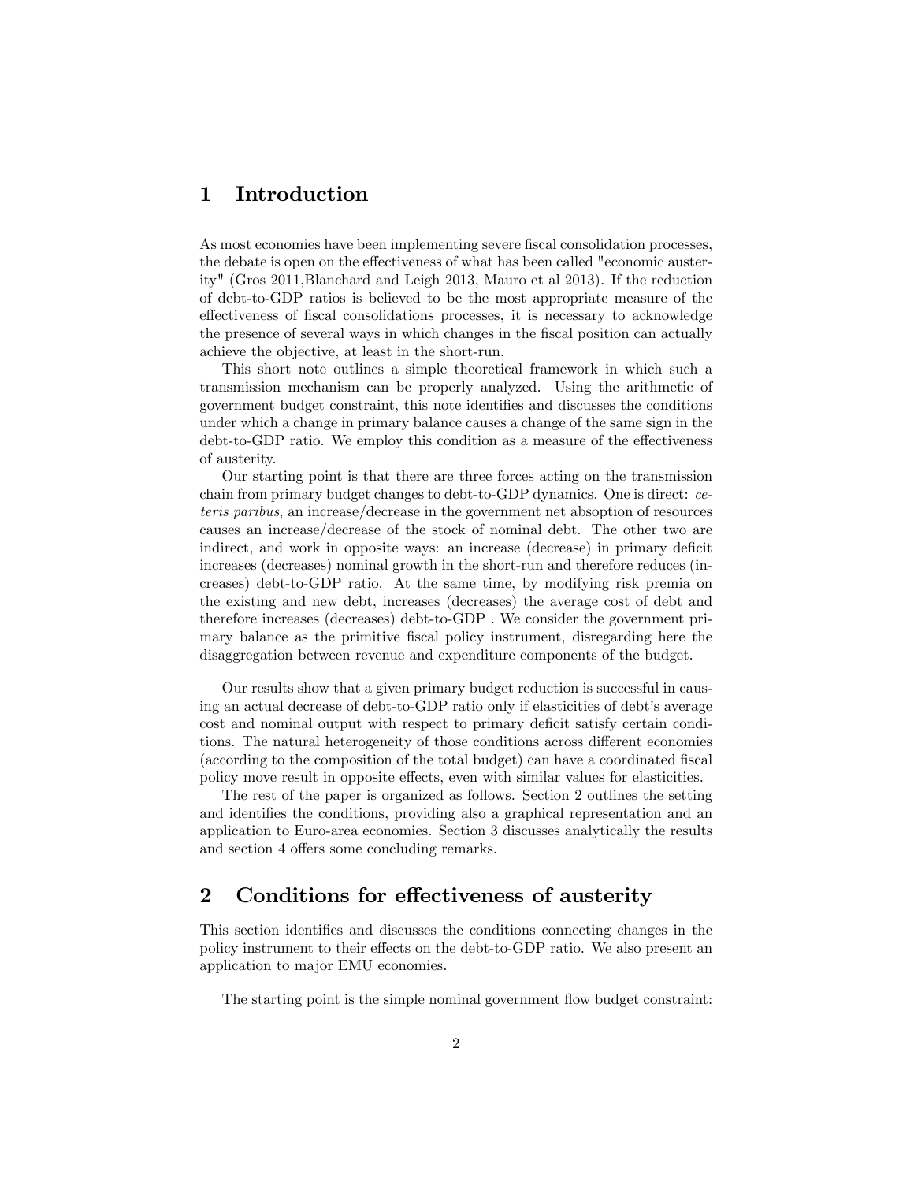# 1 Introduction

As most economies have been implementing severe fiscal consolidation processes, the debate is open on the effectiveness of what has been called "economic austerity" (Gros 2011,Blanchard and Leigh 2013, Mauro et al 2013). If the reduction of debt-to-GDP ratios is believed to be the most appropriate measure of the effectiveness of fiscal consolidations processes, it is necessary to acknowledge the presence of several ways in which changes in the fiscal position can actually achieve the objective, at least in the short-run.

This short note outlines a simple theoretical framework in which such a transmission mechanism can be properly analyzed. Using the arithmetic of government budget constraint, this note identifies and discusses the conditions under which a change in primary balance causes a change of the same sign in the debt-to-GDP ratio. We employ this condition as a measure of the effectiveness of austerity.

Our starting point is that there are three forces acting on the transmission chain from primary budget changes to debt-to-GDP dynamics. One is direct: *ceteris paribus*, an increase/decrease in the government net absoption of resources causes an increase/decrease of the stock of nominal debt. The other two are indirect, and work in opposite ways: an increase (decrease) in primary deficit increases (decreases) nominal growth in the short-run and therefore reduces (increases) debt-to-GDP ratio. At the same time, by modifying risk premia on the existing and new debt, increases (decreases) the average cost of debt and therefore increases (decreases) debt-to-GDP . We consider the government primary balance as the primitive fiscal policy instrument, disregarding here the disaggregation between revenue and expenditure components of the budget.

Our results show that a given primary budget reduction is successful in causing an actual decrease of debt-to-GDP ratio only if elasticities of debt's average cost and nominal output with respect to primary deficit satisfy certain conditions. The natural heterogeneity of those conditions across different economies (according to the composition of the total budget) can have a coordinated fiscal policy move result in opposite effects, even with similar values for elasticities.

The rest of the paper is organized as follows. Section 2 outlines the setting and identifies the conditions, providing also a graphical representation and an application to Euro-area economies. Section 3 discusses analytically the results and section 4 offers some concluding remarks.

# 2 Conditions for effectiveness of austerity

This section identifies and discusses the conditions connecting changes in the policy instrument to their effects on the debt-to-GDP ratio. We also present an application to major EMU economies.

The starting point is the simple nominal government flow budget constraint: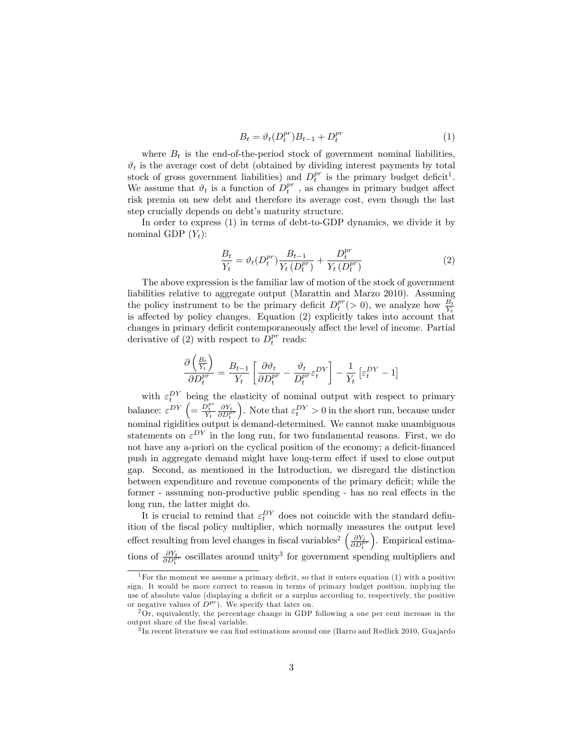$$B_t = \vartheta_t(D_t^{pr})B_{t-1} + D_t^{pr} \tag{1}$$

where $B_t$ is the end-of-the-period stock of government nominal liabilities, $\vartheta_t$ is the average cost of debt (obtained by dividing interest payments by total stock of gross government liabilities) and $D_t^{pr}$ is the primary budget deficit[1]. We assume that $\vartheta_t$ is a function of $D_t^{pr}$ , as changes in primary budget affect risk premia on new debt and therefore its average cost, even though the last step crucially depends on debt's maturity structure.

In order to express (1) in terms of debt-to-GDP dynamics, we divide it by nominal GDP ($Y_t$):

$$\frac{B_t}{Y_t} = \vartheta_t(D_t^{pr})\frac{B_{t-1}}{Y_t\left(D_t^{pr}\right)} + \frac{D_t^{pr}}{Y_t\left(D_t^{pr}\right)} \tag{2}$$

The above expression is the familiar law of motion of the stock of government liabilities relative to aggregate output (Marattin and Marzo 2010). Assuming the policy instrument to be the primary deficit $D_t^{pr}(>0)$, we analyze how $\frac{B_t}{Y_t}$ is affected by policy changes. Equation (2) explicitly takes into account that changes in primary deficit contemporaneously affect the level of income. Partial derivative of (2) with respect to $D_t^{pr}$ reads:

$$\frac{\partial\left(\frac{B_t}{Y_t}\right)}{\partial D_t^{pr}} = \frac{B_{t-1}}{Y_t}\left[\frac{\partial \vartheta_t}{\partial D_t^{pr}} - \frac{\vartheta_t}{D_t^{pr}}\varepsilon_t^{DY}\right] - \frac{1}{Y_t}\left[\varepsilon_t^{DY} - 1\right]$$

with $\varepsilon_t^{DY}$ being the elasticity of nominal output with respect to primary balance: $\varepsilon^{DY}\left(= \frac{D_t^{pr}}{Y_t}\frac{\partial Y_t}{\partial D_t^{pr}}\right)$. Note that $\varepsilon_t^{DY} > 0$ in the short run, because under nominal rigidities output is demand-determined. We cannot make unambiguous statements on $\varepsilon^{DY}$ in the long run, for two fundamental reasons. First, we do not have any a-priori on the cyclical position of the economy; a deficit-financed push in aggregate demand might have long-term effect if used to close output gap. Second, as mentioned in the Introduction, we disregard the distinction between expenditure and revenue components of the primary deficit; while the former - assuming non-productive public spending - has no real effects in the long run, the latter might do.

It is crucial to remind that $\varepsilon_t^{DY}$ does not coincide with the standard definition of the fiscal policy multiplier, which normally measures the output level effect resulting from level changes in fiscal variables[2] $\left(\frac{\partial Y_t}{\partial D_t^{pr}}\right)$. Empirical estimations of $\frac{\partial Y_t}{\partial D_t^{pr}}$ oscillates around unity[3] for government spending multipliers and

---

[1] For the moment we assume a primary deficit, so that it enters equation (1) with a positive sign. It would be more correct to reason in terms of primary budget position, implying the use of absolute value (displaying a deficit or a surplus according to, respectively, the positive or negative values of $D^{pr}$). We specify that later on.

[2] Or, equivalently, the percentage change in GDP following a one per cent increase in the output share of the fiscal variable.

[3] In recent literature we can find estimations around one (Barro and Redlick 2010, Guajardo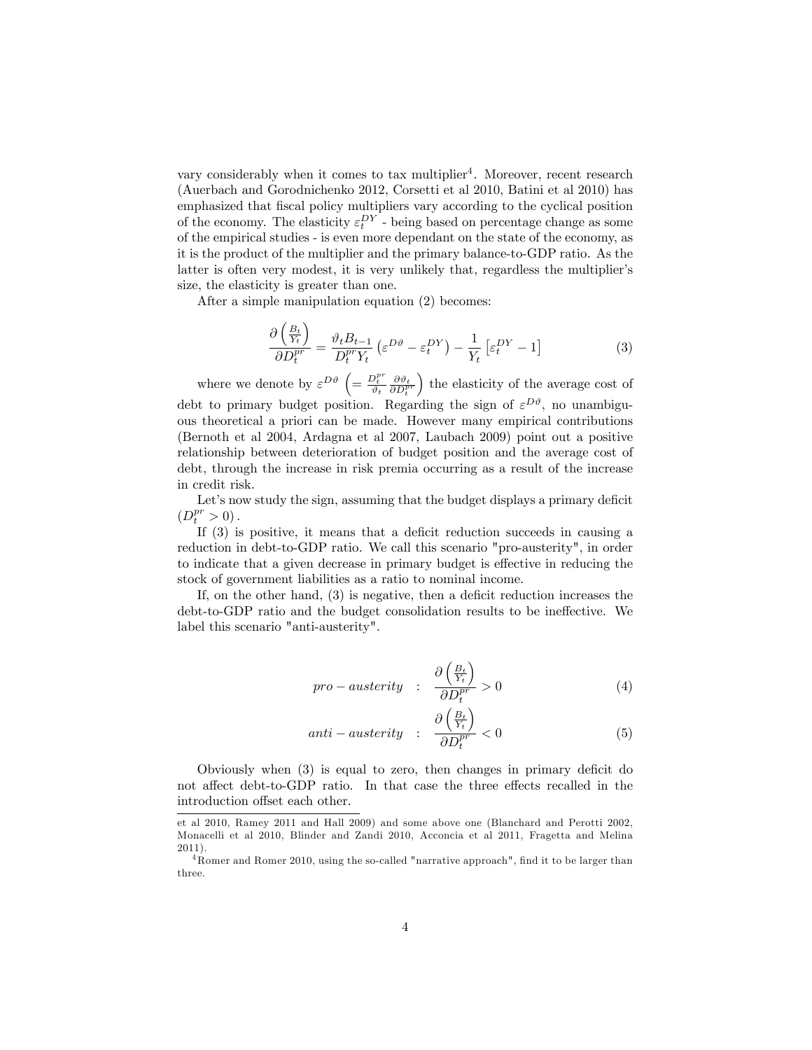vary considerably when it comes to tax multiplier[4]. Moreover, recent research (Auerbach and Gorodnichenko 2012, Corsetti et al 2010, Batini et al 2010) has emphasized that fiscal policy multipliers vary according to the cyclical position of the economy. The elasticity $\varepsilon_t^{DY}$ - being based on percentage change as some of the empirical studies - is even more dependant on the state of the economy, as it is the product of the multiplier and the primary balance-to-GDP ratio. As the latter is often very modest, it is very unlikely that, regardless the multiplier's size, the elasticity is greater than one.

After a simple manipulation equation (2) becomes:

$$\frac{\partial\left(\frac{B_t}{Y_t}\right)}{\partial D_t^{pr}} = \frac{\vartheta_t B_{t-1}}{D_t^{pr} Y_t}\left(\varepsilon^{D\vartheta} - \varepsilon_t^{DY}\right) - \frac{1}{Y_t}\left[\varepsilon_t^{DY} - 1\right] \tag{3}$$

where we denote by $\varepsilon^{D\vartheta}$ $\left(= \frac{D_t^{pr}}{\vartheta_t}\frac{\partial\vartheta_t}{\partial D_t^{pr}}\right)$ the elasticity of the average cost of debt to primary budget position. Regarding the sign of $\varepsilon^{D\vartheta}$, no unambiguous theoretical a priori can be made. However many empirical contributions (Bernoth et al 2004, Ardagna et al 2007, Laubach 2009) point out a positive relationship between deterioration of budget position and the average cost of debt, through the increase in risk premia occurring as a result of the increase in credit risk.

Let's now study the sign, assuming that the budget displays a primary deficit $(D_t^{pr} > 0)$.

If (3) is positive, it means that a deficit reduction succeeds in causing a reduction in debt-to-GDP ratio. We call this scenario "pro-austerity", in order to indicate that a given decrease in primary budget is effective in reducing the stock of government liabilities as a ratio to nominal income.

If, on the other hand, (3) is negative, then a deficit reduction increases the debt-to-GDP ratio and the budget consolidation results to be ineffective. We label this scenario "anti-austerity".

$$pro-austerity \quad : \quad \frac{\partial\left(\frac{B_t}{Y_t}\right)}{\partial D_t^{pr}} > 0 \tag{4}$$

$$anti-austerity \quad : \quad \frac{\partial\left(\frac{B_t}{Y_t}\right)}{\partial D_t^{pr}} < 0 \tag{5}$$

Obviously when (3) is equal to zero, then changes in primary deficit do not affect debt-to-GDP ratio. In that case the three effects recalled in the introduction offset each other.

et al 2010, Ramey 2011 and Hall 2009) and some above one (Blanchard and Perotti 2002, Monacelli et al 2010, Blinder and Zandi 2010, Acconcia et al 2011, Fragetta and Melina 2011).

[4] Romer and Romer 2010, using the so-called "narrative approach", find it to be larger than three.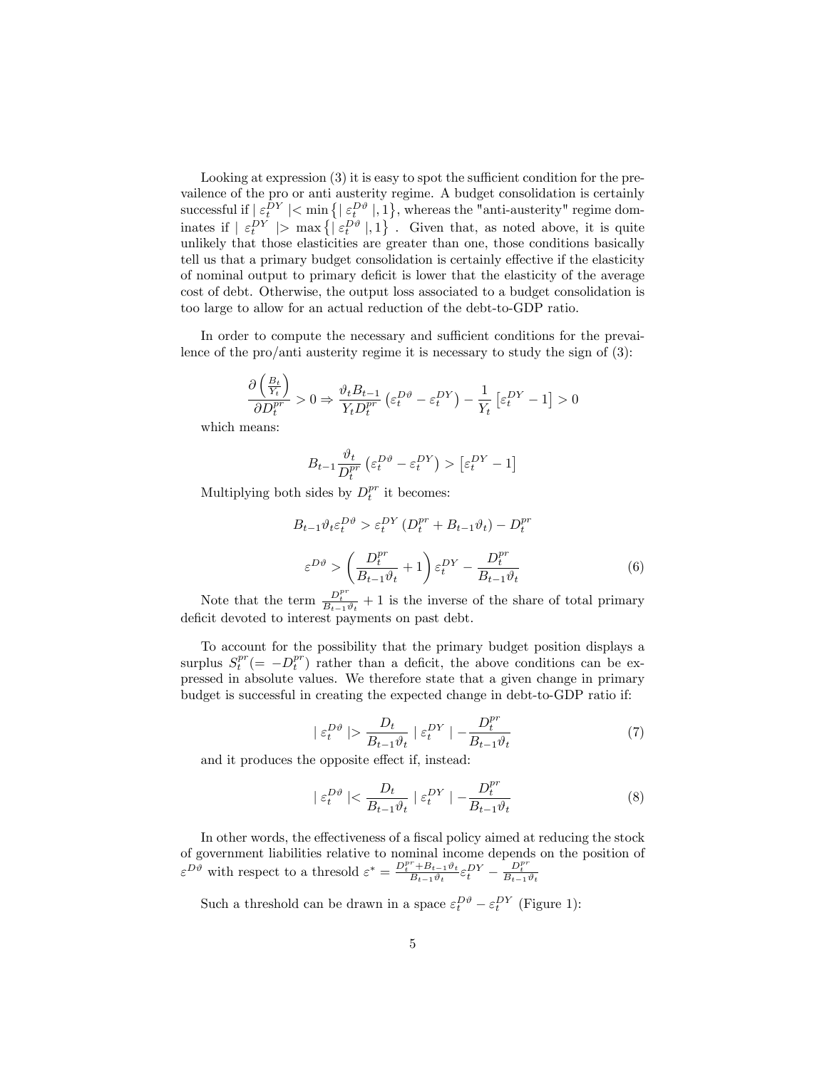Looking at expression (3) it is easy to spot the sufficient condition for the prevailence of the pro or anti austerity regime. A budget consolidation is certainly successful if $| \varepsilon_t^{DY} | < \min \left\{ | \varepsilon_t^{D\vartheta} |, 1 \right\}$, whereas the "anti-austerity" regime dominates if $| \varepsilon_t^{DY} | > \max \left\{ | \varepsilon_t^{D\vartheta} |, 1 \right\}$ . Given that, as noted above, it is quite unlikely that those elasticities are greater than one, those conditions basically tell us that a primary budget consolidation is certainly effective if the elasticity of nominal output to primary deficit is lower that the elasticity of the average cost of debt. Otherwise, the output loss associated to a budget consolidation is too large to allow for an actual reduction of the debt-to-GDP ratio.

In order to compute the necessary and sufficient conditions for the prevailence of the pro/anti austerity regime it is necessary to study the sign of (3):

$$\frac{\partial \left( \frac{B_t}{Y_t} \right)}{\partial D_t^{pr}} > 0 \Rightarrow \frac{\vartheta_t B_{t-1}}{Y_t D_t^{pr}} \left( \varepsilon_t^{D\vartheta} - \varepsilon_t^{DY} \right) - \frac{1}{Y_t} \left[ \varepsilon_t^{DY} - 1 \right] > 0$$

which means:

$$B_{t-1} \frac{\vartheta_t}{D_t^{pr}} \left( \varepsilon_t^{D\vartheta} - \varepsilon_t^{DY} \right) > \left[ \varepsilon_t^{DY} - 1 \right]$$

Multiplying both sides by $D_t^{pr}$ it becomes:

$$B_{t-1} \vartheta_t \varepsilon_t^{D\vartheta} > \varepsilon_t^{DY} \left( D_t^{pr} + B_{t-1} \vartheta_t \right) - D_t^{pr}$$

$$\varepsilon^{D\vartheta} > \left( \frac{D_t^{pr}}{B_{t-1} \vartheta_t} + 1 \right) \varepsilon_t^{DY} - \frac{D_t^{pr}}{B_{t-1} \vartheta_t} \tag{6}$$

Note that the term $\frac{D_t^{pr}}{B_{t-1}\vartheta_t} + 1$ is the inverse of the share of total primary deficit devoted to interest payments on past debt.

To account for the possibility that the primary budget position displays a surplus $S_t^{pr} (= -D_t^{pr})$ rather than a deficit, the above conditions can be expressed in absolute values. We therefore state that a given change in primary budget is successful in creating the expected change in debt-to-GDP ratio if:

$$| \varepsilon_t^{D\vartheta} | > \frac{D_t}{B_{t-1} \vartheta_t} | \varepsilon_t^{DY} | - \frac{D_t^{pr}}{B_{t-1} \vartheta_t} \tag{7}$$

and it produces the opposite effect if, instead:

$$| \varepsilon_t^{D\vartheta} | < \frac{D_t}{B_{t-1} \vartheta_t} | \varepsilon_t^{DY} | - \frac{D_t^{pr}}{B_{t-1} \vartheta_t} \tag{8}$$

In other words, the effectiveness of a fiscal policy aimed at reducing the stock of government liabilities relative to nominal income depends on the position of $\varepsilon^{D\vartheta}$ with respect to a thresold $\varepsilon^* = \frac{D_t^{pr} + B_{t-1}\vartheta_t}{B_{t-1}\vartheta_t} \varepsilon_t^{DY} - \frac{D_t^{pr}}{B_{t-1}\vartheta_t}$

Such a threshold can be drawn in a space $\varepsilon_t^{D\vartheta} - \varepsilon_t^{DY}$ (Figure 1):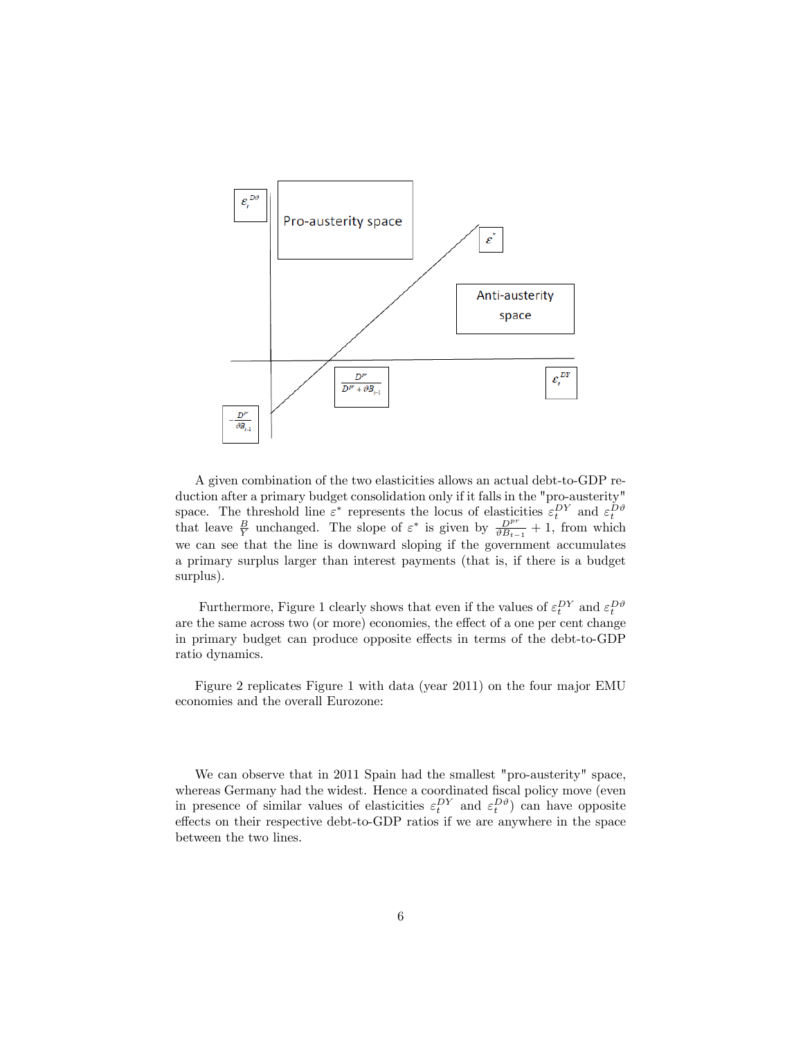A given combination of the two elasticities allows an actual debt-to-GDP reduction after a primary budget consolidation only if it falls in the "pro-austerity" space. The threshold line $\varepsilon^*$ represents the locus of elasticities $\varepsilon_t^{DY}$ and $\varepsilon_t^{D\vartheta}$ that leave $\frac{B}{Y}$ unchanged. The slope of $\varepsilon^*$ is given by $\frac{D^{pr}}{\vartheta B_{t-1}} + 1$, from which we can see that the line is downward sloping if the government accumulates a primary surplus larger than interest payments (that is, if there is a budget surplus).

Furthermore, Figure 1 clearly shows that even if the values of $\varepsilon_t^{DY}$ and $\varepsilon_t^{D\vartheta}$ are the same across two (or more) economies, the effect of a one per cent change in primary budget can produce opposite effects in terms of the debt-to-GDP ratio dynamics.

Figure 2 replicates Figure 1 with data (year 2011) on the four major EMU economies and the overall Eurozone:

We can observe that in 2011 Spain had the smallest "pro-austerity" space, whereas Germany had the widest. Hence a coordinated fiscal policy move (even in presence of similar values of elasticities $\varepsilon_t^{DY}$ and $\varepsilon_t^{D\vartheta}$) can have opposite effects on their respective debt-to-GDP ratios if we are anywhere in the space between the two lines.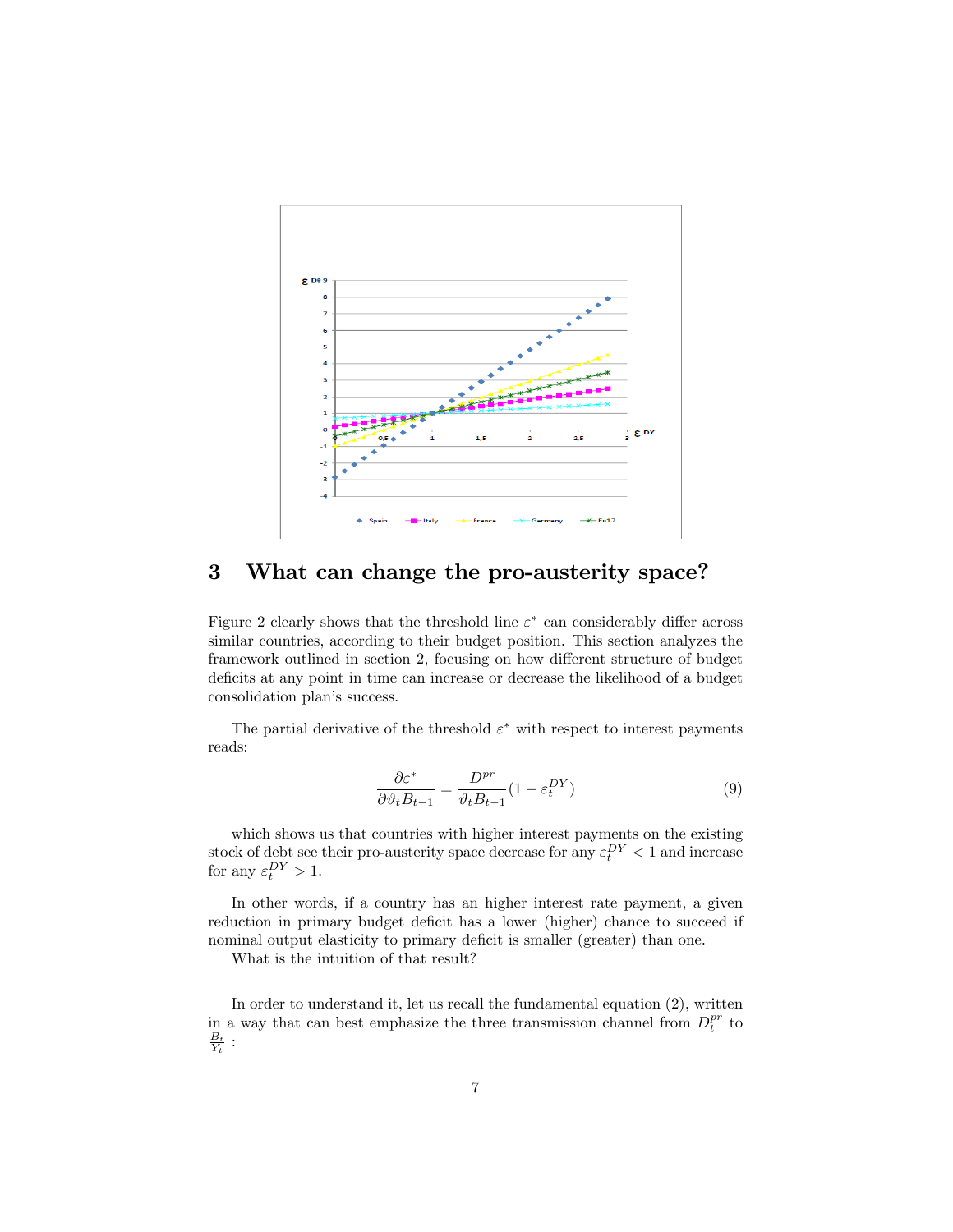## 3 What can change the pro-austerity space?

Figure 2 clearly shows that the threshold line $\varepsilon^*$ can considerably differ across similar countries, according to their budget position. This section analyzes the framework outlined in section 2, focusing on how different structure of budget deficits at any point in time can increase or decrease the likelihood of a budget consolidation plan's success.

The partial derivative of the threshold $\varepsilon^*$ with respect to interest payments reads:

$$\frac{\partial \varepsilon^*}{\partial \vartheta_t B_{t-1}} = \frac{D^{pr}}{\vartheta_t B_{t-1}}(1 - \varepsilon_t^{DY}) \tag{9}$$

which shows us that countries with higher interest payments on the existing stock of debt see their pro-austerity space decrease for any $\varepsilon_t^{DY} < 1$ and increase for any $\varepsilon_t^{DY} > 1$.

In other words, if a country has an higher interest rate payment, a given reduction in primary budget deficit has a lower (higher) chance to succeed if nominal output elasticity to primary deficit is smaller (greater) than one.

What is the intuition of that result?

In order to understand it, let us recall the fundamental equation (2), written in a way that can best emphasize the three transmission channel from $D_t^{pr}$ to $\frac{B_t}{Y_t}$ :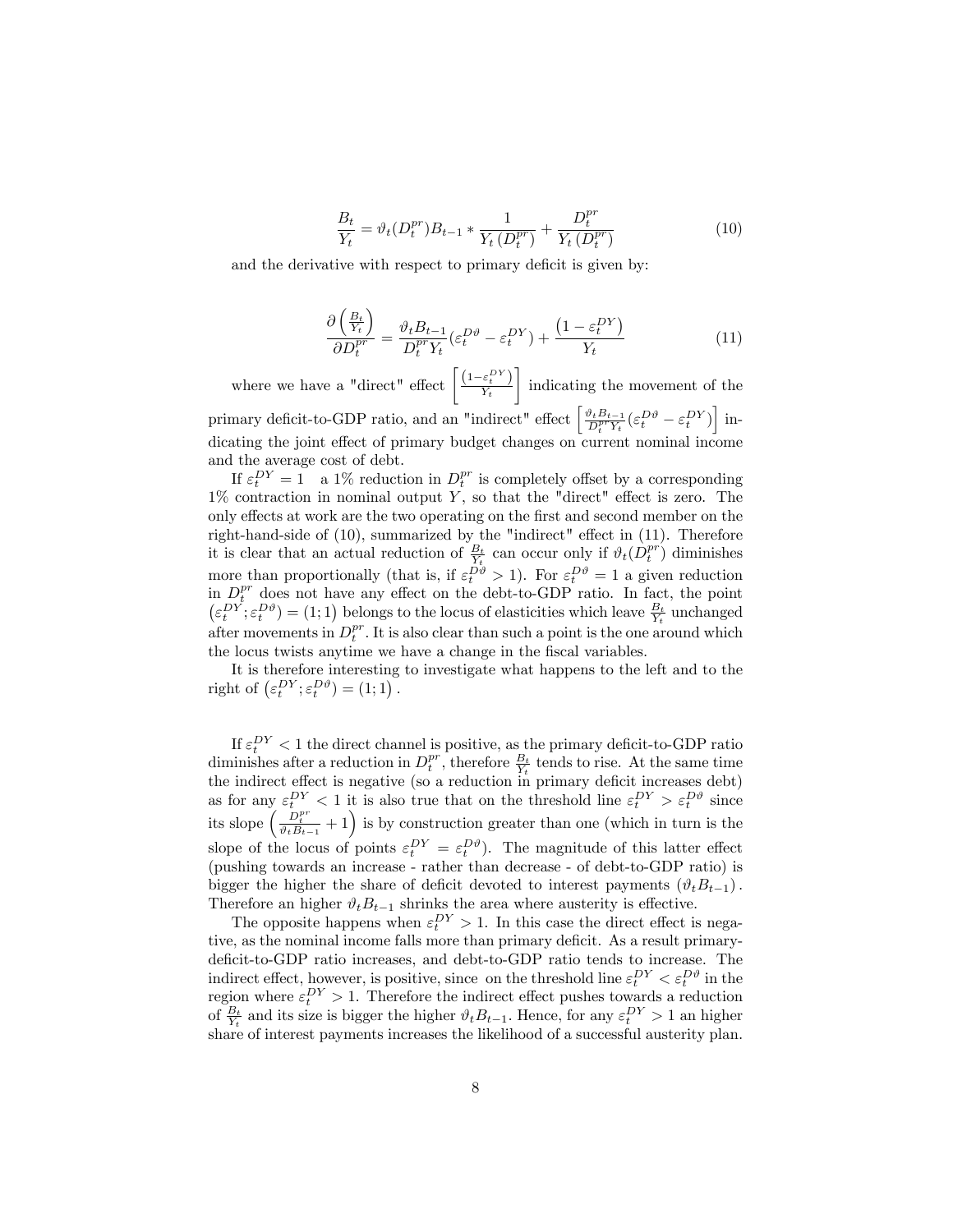$$\frac{B_t}{Y_t} = \vartheta_t(D_t^{pr})B_{t-1} * \frac{1}{Y_t\left(D_t^{pr}\right)} + \frac{D_t^{pr}}{Y_t\left(D_t^{pr}\right)} \tag{10}$$

and the derivative with respect to primary deficit is given by:

$$\frac{\partial\left(\frac{B_t}{Y_t}\right)}{\partial D_t^{pr}} = \frac{\vartheta_t B_{t-1}}{D_t^{pr} Y_t}(\varepsilon_t^{D\vartheta} - \varepsilon_t^{DY}) + \frac{\left(1-\varepsilon_t^{DY}\right)}{Y_t} \tag{11}$$

where we have a "direct" effect $\left[\frac{\left(1-\varepsilon_t^{DY}\right)}{Y_t}\right]$ indicating the movement of the primary deficit-to-GDP ratio, and an "indirect" effect $\left[\frac{\vartheta_t B_{t-1}}{D_t^{pr} Y_t}(\varepsilon_t^{D\vartheta} - \varepsilon_t^{DY})\right]$ indicating the joint effect of primary budget changes on current nominal income and the average cost of debt.

If $\varepsilon_t^{DY} = 1$ a 1% reduction in $D_t^{pr}$ is completely offset by a corresponding 1% contraction in nominal output $Y$, so that the "direct" effect is zero. The only effects at work are the two operating on the first and second member on the right-hand-side of (10), summarized by the "indirect" effect in (11). Therefore it is clear that an actual reduction of $\frac{B_t}{Y_t}$ can occur only if $\vartheta_t(D_t^{pr})$ diminishes more than proportionally (that is, if $\varepsilon_t^{D\vartheta} > 1$). For $\varepsilon_t^{D\vartheta} = 1$ a given reduction in $D_t^{pr}$ does not have any effect on the debt-to-GDP ratio. In fact, the point $\left(\varepsilon_t^{DY};\varepsilon_t^{D\vartheta}\right) = (1;1)$ belongs to the locus of elasticities which leave $\frac{B_t}{Y_t}$ unchanged after movements in $D_t^{pr}$. It is also clear than such a point is the one around which the locus twists anytime we have a change in the fiscal variables.

It is therefore interesting to investigate what happens to the left and to the right of $\left(\varepsilon_t^{DY};\varepsilon_t^{D\vartheta}\right) = (1;1)$.

If $\varepsilon_t^{DY} < 1$ the direct channel is positive, as the primary deficit-to-GDP ratio diminishes after a reduction in $D_t^{pr}$, therefore $\frac{B_t}{Y_t}$ tends to rise. At the same time the indirect effect is negative (so a reduction in primary deficit increases debt) as for any $\varepsilon_t^{DY} < 1$ it is also true that on the threshold line $\varepsilon_t^{DY} > \varepsilon_t^{D\vartheta}$ since its slope $\left(\frac{D_t^{pr}}{\vartheta_t B_{t-1}} + 1\right)$ is by construction greater than one (which in turn is the slope of the locus of points $\varepsilon_t^{DY} = \varepsilon_t^{D\vartheta}$). The magnitude of this latter effect (pushing towards an increase - rather than decrease - of debt-to-GDP ratio) is bigger the higher the share of deficit devoted to interest payments $(\vartheta_t B_{t-1})$. Therefore an higher $\vartheta_t B_{t-1}$ shrinks the area where austerity is effective.

The opposite happens when $\varepsilon_t^{DY} > 1$. In this case the direct effect is negative, as the nominal income falls more than primary deficit. As a result primary-deficit-to-GDP ratio increases, and debt-to-GDP ratio tends to increase. The indirect effect, however, is positive, since on the threshold line $\varepsilon_t^{DY} < \varepsilon_t^{D\vartheta}$ in the region where $\varepsilon_t^{DY} > 1$. Therefore the indirect effect pushes towards a reduction of $\frac{B_t}{Y_t}$ and its size is bigger the higher $\vartheta_t B_{t-1}$. Hence, for any $\varepsilon_t^{DY} > 1$ an higher share of interest payments increases the likelihood of a successful austerity plan.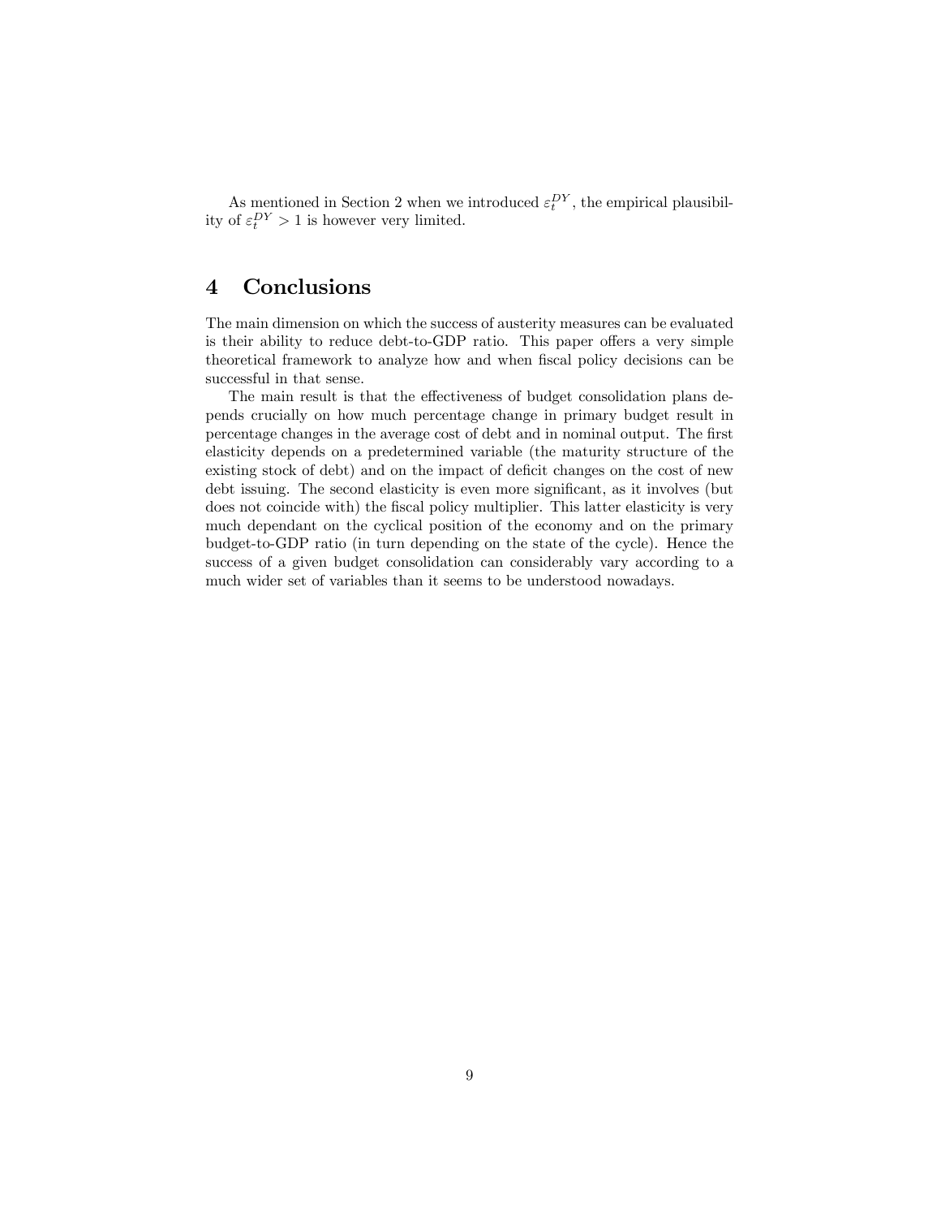As mentioned in Section 2 when we introduced $\varepsilon_t^{DY}$, the empirical plausibility of $\varepsilon_t^{DY} > 1$ is however very limited.

## 4 Conclusions

The main dimension on which the success of austerity measures can be evaluated is their ability to reduce debt-to-GDP ratio. This paper offers a very simple theoretical framework to analyze how and when fiscal policy decisions can be successful in that sense.

The main result is that the effectiveness of budget consolidation plans depends crucially on how much percentage change in primary budget result in percentage changes in the average cost of debt and in nominal output. The first elasticity depends on a predetermined variable (the maturity structure of the existing stock of debt) and on the impact of deficit changes on the cost of new debt issuing. The second elasticity is even more significant, as it involves (but does not coincide with) the fiscal policy multiplier. This latter elasticity is very much dependant on the cyclical position of the economy and on the primary budget-to-GDP ratio (in turn depending on the state of the cycle). Hence the success of a given budget consolidation can considerably vary according to a much wider set of variables than it seems to be understood nowadays.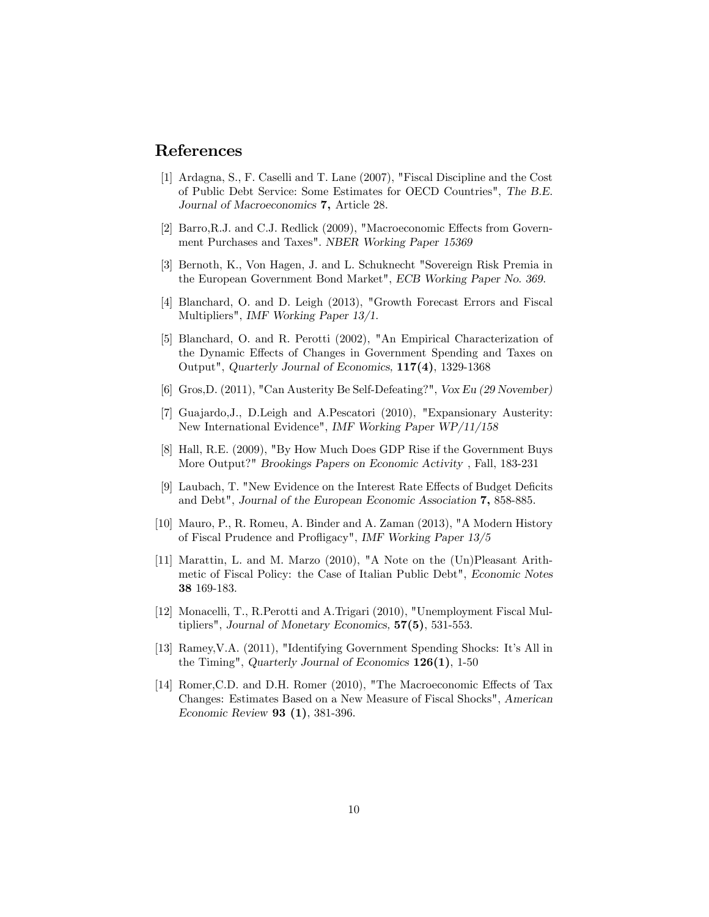## References

[1] Ardagna, S., F. Caselli and T. Lane (2007), "Fiscal Discipline and the Cost of Public Debt Service: Some Estimates for OECD Countries", *The B.E. Journal of Macroeconomics* **7,** Article 28.

[2] Barro,R.J. and C.J. Redlick (2009), "Macroeconomic Effects from Government Purchases and Taxes". *NBER Working Paper 15369*

[3] Bernoth, K., Von Hagen, J. and L. Schuknecht "Sovereign Risk Premia in the European Government Bond Market", *ECB Working Paper No. 369.*

[4] Blanchard, O. and D. Leigh (2013), "Growth Forecast Errors and Fiscal Multipliers", *IMF Working Paper 13/1.*

[5] Blanchard, O. and R. Perotti (2002), "An Empirical Characterization of the Dynamic Effects of Changes in Government Spending and Taxes on Output", *Quarterly Journal of Economics,* **117(4)**, 1329-1368

[6] Gros,D. (2011), "Can Austerity Be Self-Defeating?", *Vox Eu (29 November)*

[7] Guajardo,J., D.Leigh and A.Pescatori (2010), "Expansionary Austerity: New International Evidence", *IMF Working Paper WP/11/158*

[8] Hall, R.E. (2009), "By How Much Does GDP Rise if the Government Buys More Output?" *Brookings Papers on Economic Activity* , Fall, 183-231

[9] Laubach, T. "New Evidence on the Interest Rate Effects of Budget Deficits and Debt", *Journal of the European Economic Association* **7,** 858-885.

[10] Mauro, P., R. Romeu, A. Binder and A. Zaman (2013), "A Modern History of Fiscal Prudence and Profligacy", *IMF Working Paper 13/5*

[11] Marattin, L. and M. Marzo (2010), "A Note on the (Un)Pleasant Arithmetic of Fiscal Policy: the Case of Italian Public Debt", *Economic Notes* **38** 169-183.

[12] Monacelli, T., R.Perotti and A.Trigari (2010), "Unemployment Fiscal Multipliers", *Journal of Monetary Economics,* **57(5)**, 531-553.

[13] Ramey,V.A. (2011), "Identifying Government Spending Shocks: It's All in the Timing", *Quarterly Journal of Economics* **126(1)**, 1-50

[14] Romer,C.D. and D.H. Romer (2010), "The Macroeconomic Effects of Tax Changes: Estimates Based on a New Measure of Fiscal Shocks", *American Economic Review* **93 (1)**, 381-396.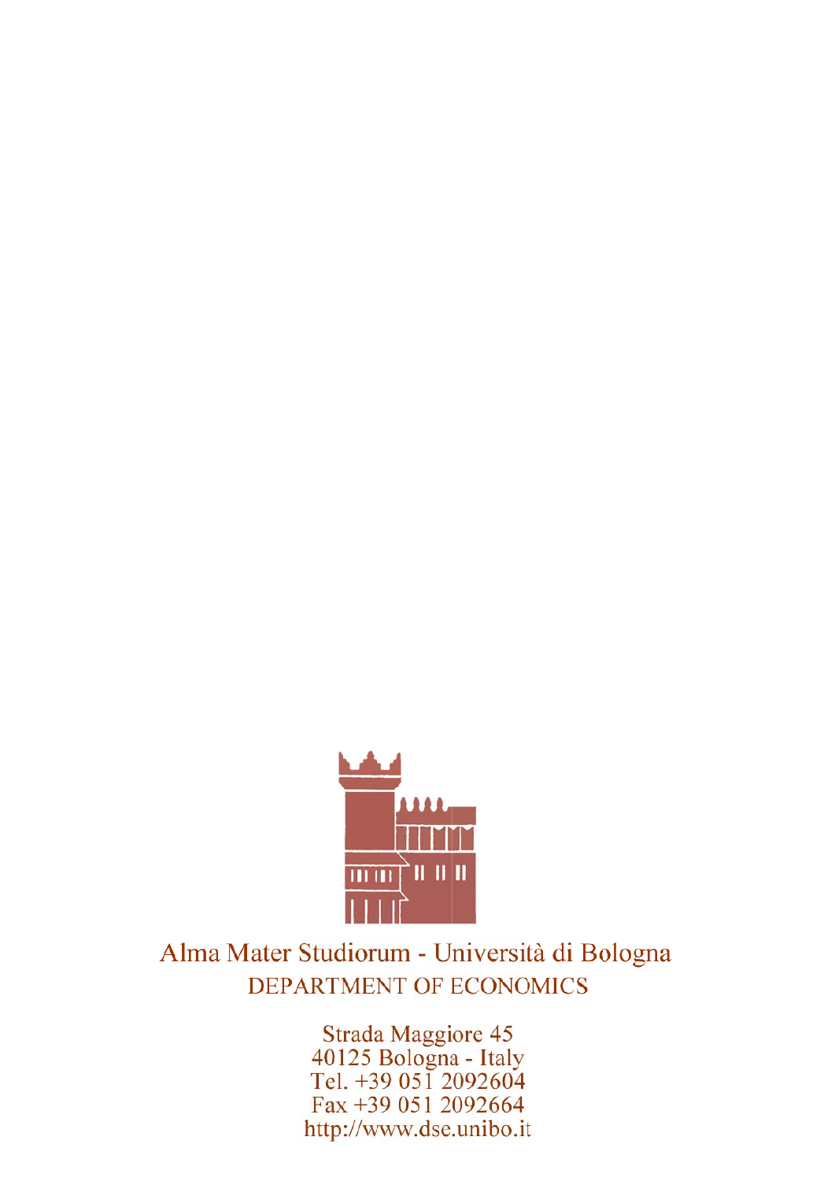Alma Mater Studiorum - Università di Bologna

DEPARTMENT OF ECONOMICS

Strada Maggiore 45
40125 Bologna - Italy
Tel. +39 051 2092604
Fax +39 051 2092664
http://www.dse.unibo.it